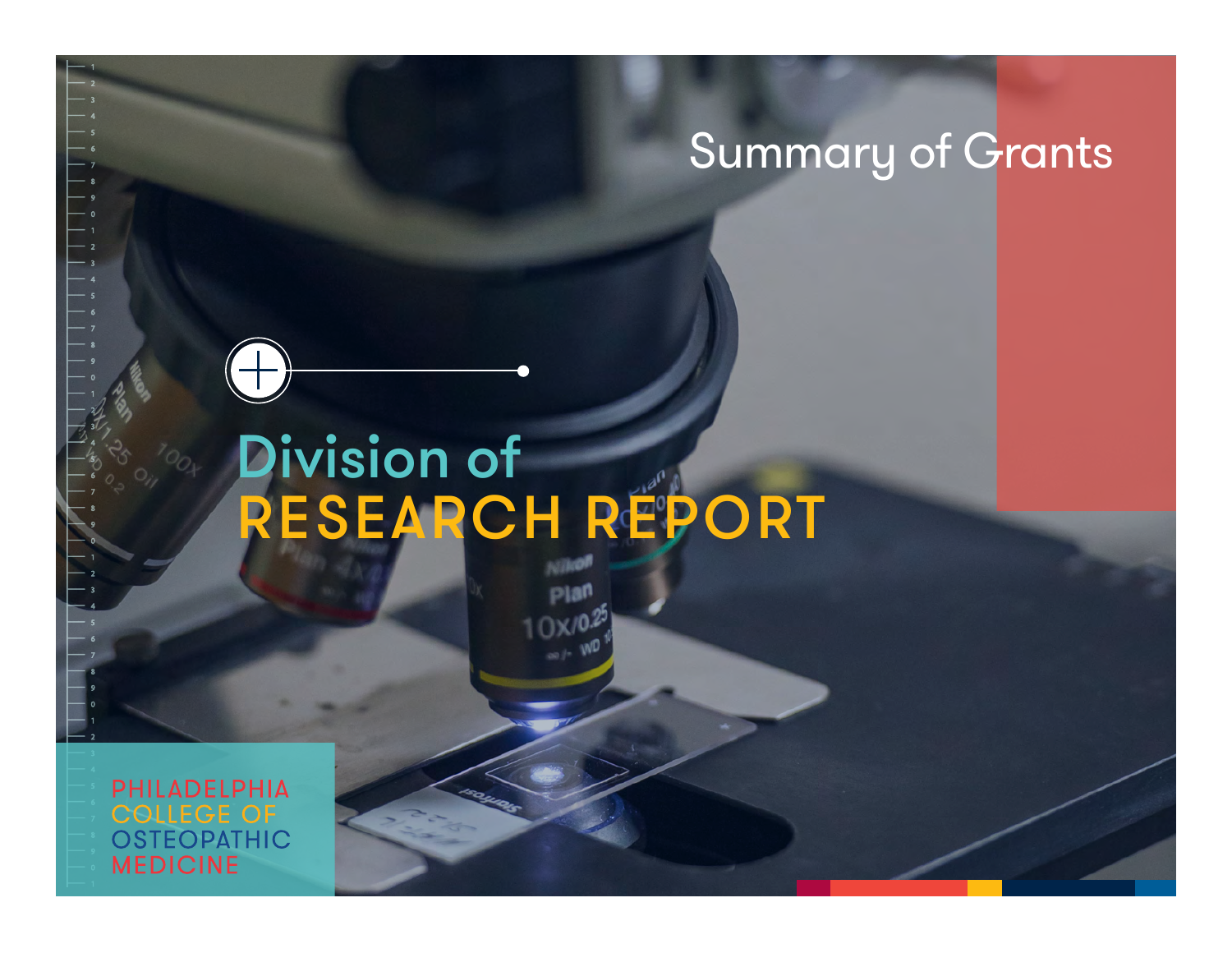Summary of Grants

# Division of RESEARCH REPORT

PHILADELPHIA COLLEGE OF OSTEOPATHIC MEDICINE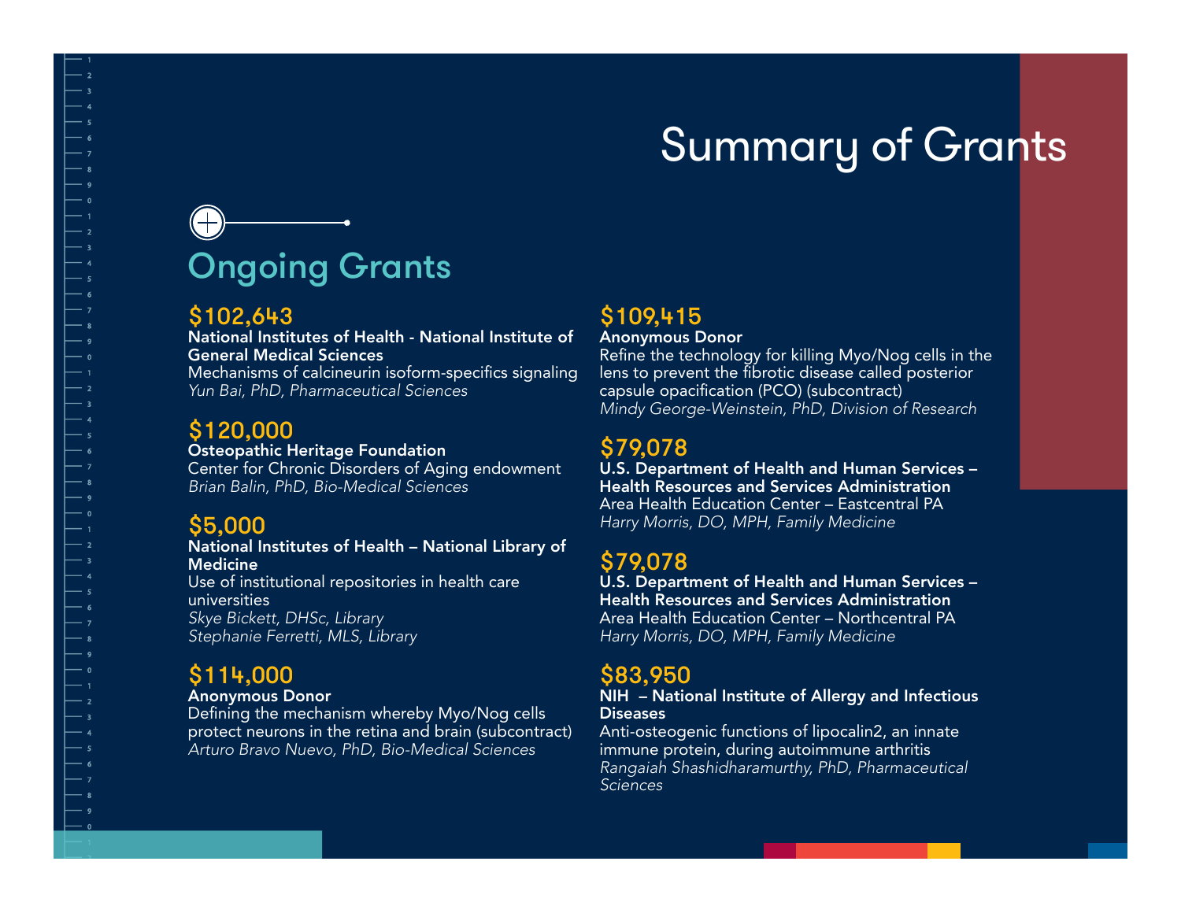# Summary of Grants

## Ongoing Grants

**$102,643**
**National Institutes of Health - National Institute of General Medical Sciences**
Mechanisms of calcineurin isoform-specifics signaling
*Yun Bai, PhD, Pharmaceutical Sciences*

**$120,000**
**Osteopathic Heritage Foundation**
Center for Chronic Disorders of Aging endowment
*Brian Balin, PhD, Bio-Medical Sciences*

**$5,000**
**National Institutes of Health – National Library of Medicine**
Use of institutional repositories in health care universities
*Skye Bickett, DHSc, Library*
*Stephanie Ferretti, MLS, Library*

**$114,000**
**Anonymous Donor**
Defining the mechanism whereby Myo/Nog cells protect neurons in the retina and brain (subcontract)
*Arturo Bravo Nuevo, PhD, Bio-Medical Sciences*

**$109,415**
**Anonymous Donor**
Refine the technology for killing Myo/Nog cells in the lens to prevent the fibrotic disease called posterior capsule opacification (PCO) (subcontract)
*Mindy George-Weinstein, PhD, Division of Research*

**$79,078**
**U.S. Department of Health and Human Services – Health Resources and Services Administration**
Area Health Education Center – Eastcentral PA
*Harry Morris, DO, MPH, Family Medicine*

**$79,078**
**U.S. Department of Health and Human Services – Health Resources and Services Administration**
Area Health Education Center – Northcentral PA
*Harry Morris, DO, MPH, Family Medicine*

**$83,950**
**NIH – National Institute of Allergy and Infectious Diseases**
Anti-osteogenic functions of lipocalin2, an innate immune protein, during autoimmune arthritis
*Rangaiah Shashidharamurthy, PhD, Pharmaceutical Sciences*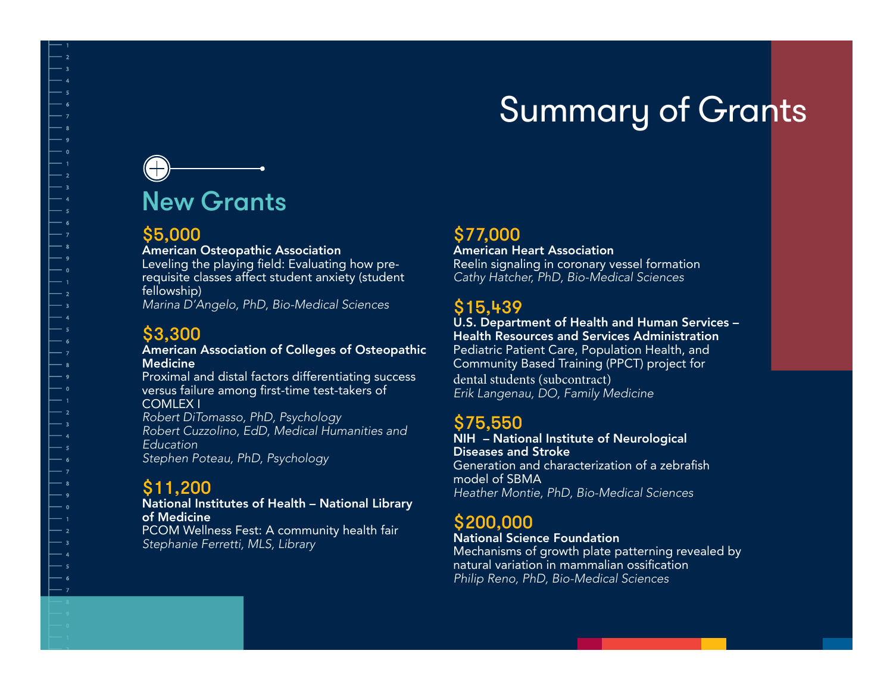# Summary of Grants

## New Grants

**$5,000**
**American Osteopathic Association**
Leveling the playing field: Evaluating how pre-requisite classes affect student anxiety (student fellowship)
*Marina D'Angelo, PhD, Bio-Medical Sciences*

**$3,300**
**American Association of Colleges of Osteopathic Medicine**
Proximal and distal factors differentiating success versus failure among first-time test-takers of COMLEX I
*Robert DiTomasso, PhD, Psychology*
*Robert Cuzzolino, EdD, Medical Humanities and Education*
*Stephen Poteau, PhD, Psychology*

**$11,200**
**National Institutes of Health – National Library of Medicine**
PCOM Wellness Fest: A community health fair
*Stephanie Ferretti, MLS, Library*

**$77,000**
**American Heart Association**
Reelin signaling in coronary vessel formation
*Cathy Hatcher, PhD, Bio-Medical Sciences*

**$15,439**
**U.S. Department of Health and Human Services – Health Resources and Services Administration**
Pediatric Patient Care, Population Health, and Community Based Training (PPCT) project for dental students (subcontract)
*Erik Langenau, DO, Family Medicine*

**$75,550**
**NIH – National Institute of Neurological Diseases and Stroke**
Generation and characterization of a zebrafish model of SBMA
*Heather Montie, PhD, Bio-Medical Sciences*

**$200,000**
**National Science Foundation**
Mechanisms of growth plate patterning revealed by natural variation in mammalian ossification
*Philip Reno, PhD, Bio-Medical Sciences*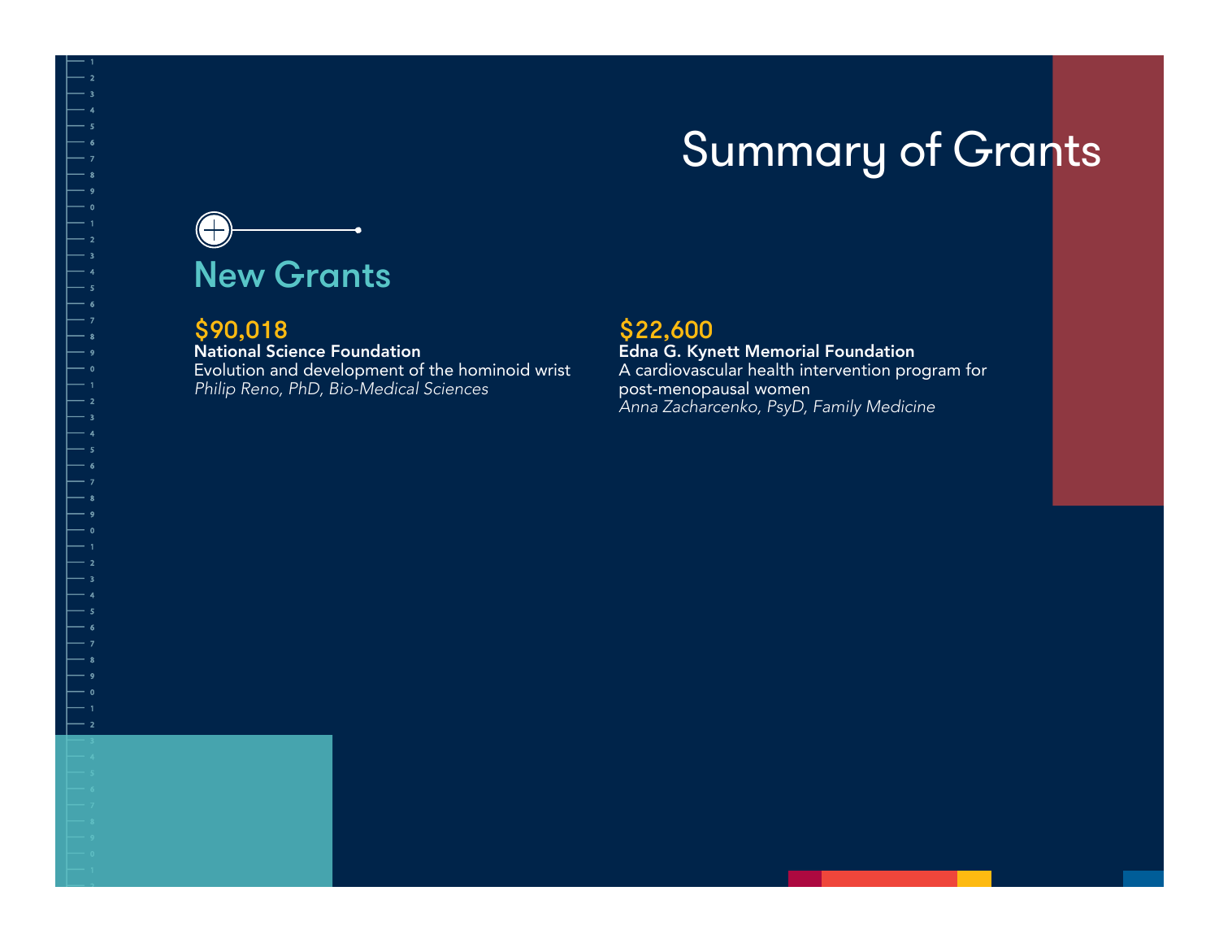# Summary of Grants

## New Grants

**$90,018**
**National Science Foundation**
Evolution and development of the hominoid wrist
*Philip Reno, PhD, Bio-Medical Sciences*

**$22,600**
**Edna G. Kynett Memorial Foundation**
A cardiovascular health intervention program for post-menopausal women
*Anna Zacharcenko, PsyD, Family Medicine*